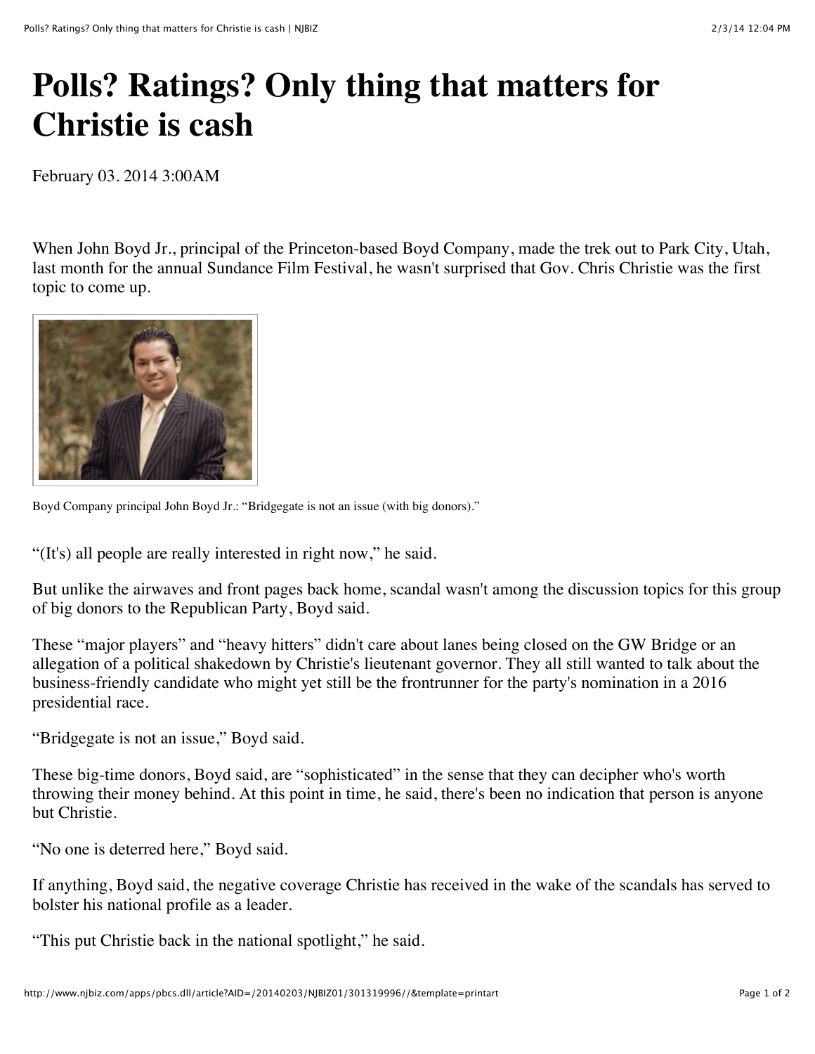# Polls? Ratings? Only thing that matters for Christie is cash

February 03. 2014 3:00AM

When John Boyd Jr., principal of the Princeton-based Boyd Company, made the trek out to Park City, Utah, last month for the annual Sundance Film Festival, he wasn't surprised that Gov. Chris Christie was the first topic to come up.

Boyd Company principal John Boyd Jr.: "Bridgegate is not an issue (with big donors)."

"(It's) all people are really interested in right now," he said.

But unlike the airwaves and front pages back home, scandal wasn't among the discussion topics for this group of big donors to the Republican Party, Boyd said.

These "major players" and "heavy hitters" didn't care about lanes being closed on the GW Bridge or an allegation of a political shakedown by Christie's lieutenant governor. They all still wanted to talk about the business-friendly candidate who might yet still be the frontrunner for the party's nomination in a 2016 presidential race.

"Bridgegate is not an issue," Boyd said.

These big-time donors, Boyd said, are "sophisticated" in the sense that they can decipher who's worth throwing their money behind. At this point in time, he said, there's been no indication that person is anyone but Christie.

"No one is deterred here," Boyd said.

If anything, Boyd said, the negative coverage Christie has received in the wake of the scandals has served to bolster his national profile as a leader.

"This put Christie back in the national spotlight," he said.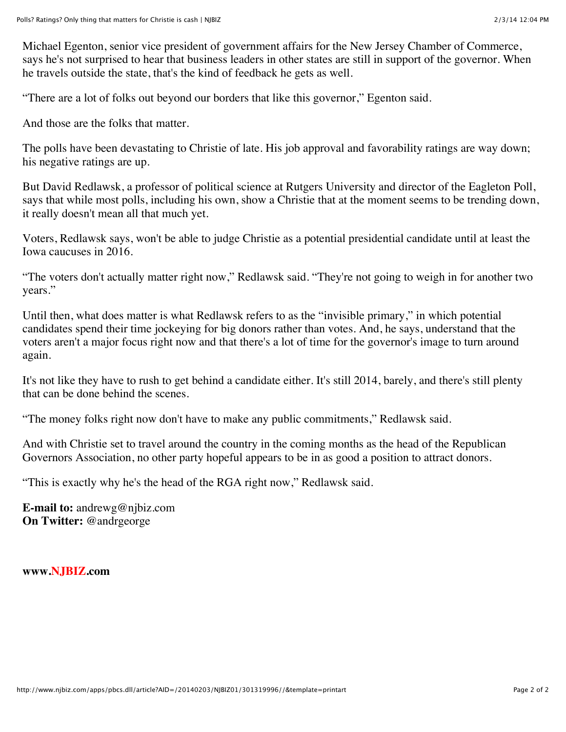Michael Egenton, senior vice president of government affairs for the New Jersey Chamber of Commerce, says he's not surprised to hear that business leaders in other states are still in support of the governor. When he travels outside the state, that's the kind of feedback he gets as well.

“There are a lot of folks out beyond our borders that like this governor,” Egenton said.

And those are the folks that matter.

The polls have been devastating to Christie of late. His job approval and favorability ratings are way down; his negative ratings are up.

But David Redlawsk, a professor of political science at Rutgers University and director of the Eagleton Poll, says that while most polls, including his own, show a Christie that at the moment seems to be trending down, it really doesn't mean all that much yet.

Voters, Redlawsk says, won't be able to judge Christie as a potential presidential candidate until at least the Iowa caucuses in 2016.

“The voters don't actually matter right now,” Redlawsk said. “They're not going to weigh in for another two years.”

Until then, what does matter is what Redlawsk refers to as the “invisible primary,” in which potential candidates spend their time jockeying for big donors rather than votes. And, he says, understand that the voters aren't a major focus right now and that there's a lot of time for the governor's image to turn around again.

It's not like they have to rush to get behind a candidate either. It's still 2014, barely, and there's still plenty that can be done behind the scenes.

“The money folks right now don't have to make any public commitments,” Redlawsk said.

And with Christie set to travel around the country in the coming months as the head of the Republican Governors Association, no other party hopeful appears to be in as good a position to attract donors.

“This is exactly why he's the head of the RGA right now,” Redlawsk said.

**E-mail to:** andrewg@njbiz.com
**On Twitter:** @andrgeorge

**www.NJBIZ.com**